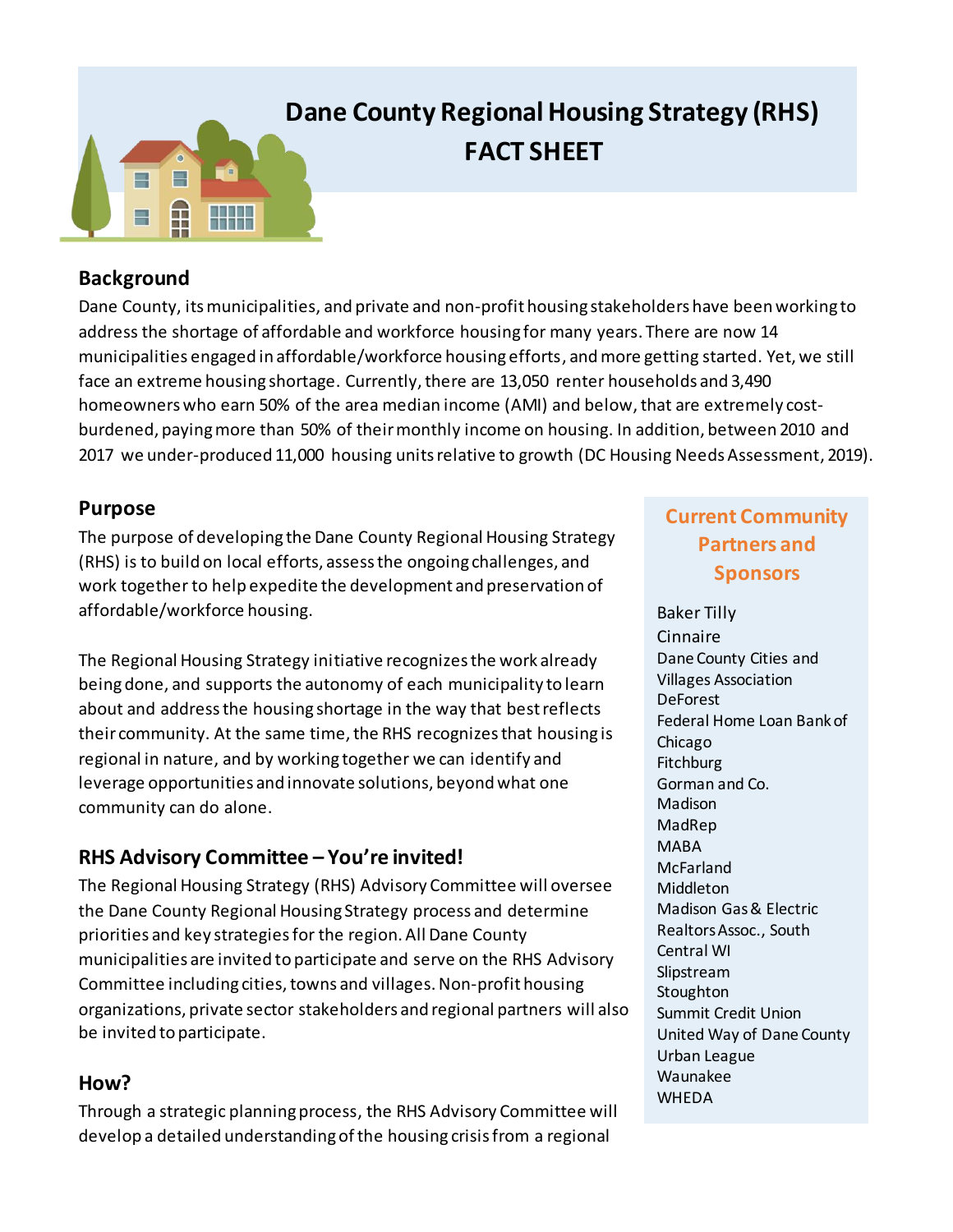# Dane County Regional Housing Strategy (RHS) FACT SHEET

## Background

Dane County, its municipalities, and private and non-profit housing stakeholders have been working to address the shortage of affordable and workforce housing for many years. There are now 14 municipalities engaged in affordable/workforce housing efforts, and more getting started. Yet, we still face an extreme housing shortage. Currently, there are 13,050 renter households and 3,490 homeowners who earn 50% of the area median income (AMI) and below, that are extremely cost-burdened, paying more than 50% of their monthly income on housing. In addition, between 2010 and 2017 we under-produced 11,000 housing units relative to growth (DC Housing Needs Assessment, 2019).

## Purpose

The purpose of developing the Dane County Regional Housing Strategy (RHS) is to build on local efforts, assess the ongoing challenges, and work together to help expedite the development and preservation of affordable/workforce housing.

The Regional Housing Strategy initiative recognizes the work already being done, and supports the autonomy of each municipality to learn about and address the housing shortage in the way that best reflects their community. At the same time, the RHS recognizes that housing is regional in nature, and by working together we can identify and leverage opportunities and innovate solutions, beyond what one community can do alone.

## RHS Advisory Committee – You're invited!

The Regional Housing Strategy (RHS) Advisory Committee will oversee the Dane County Regional Housing Strategy process and determine priorities and key strategies for the region. All Dane County municipalities are invited to participate and serve on the RHS Advisory Committee including cities, towns and villages. Non-profit housing organizations, private sector stakeholders and regional partners will also be invited to participate.

## How?

Through a strategic planning process, the RHS Advisory Committee will develop a detailed understanding of the housing crisis from a regional

### Current Community Partners and Sponsors

- Baker Tilly
- Cinnaire
- Dane County Cities and Villages Association
- DeForest
- Federal Home Loan Bank of Chicago
- Fitchburg
- Gorman and Co.
- Madison
- MadRep
- MABA
- McFarland
- Middleton
- Madison Gas & Electric
- Realtors Assoc., South Central WI
- Slipstream
- Stoughton
- Summit Credit Union
- United Way of Dane County
- Urban League
- Waunakee
- WHEDA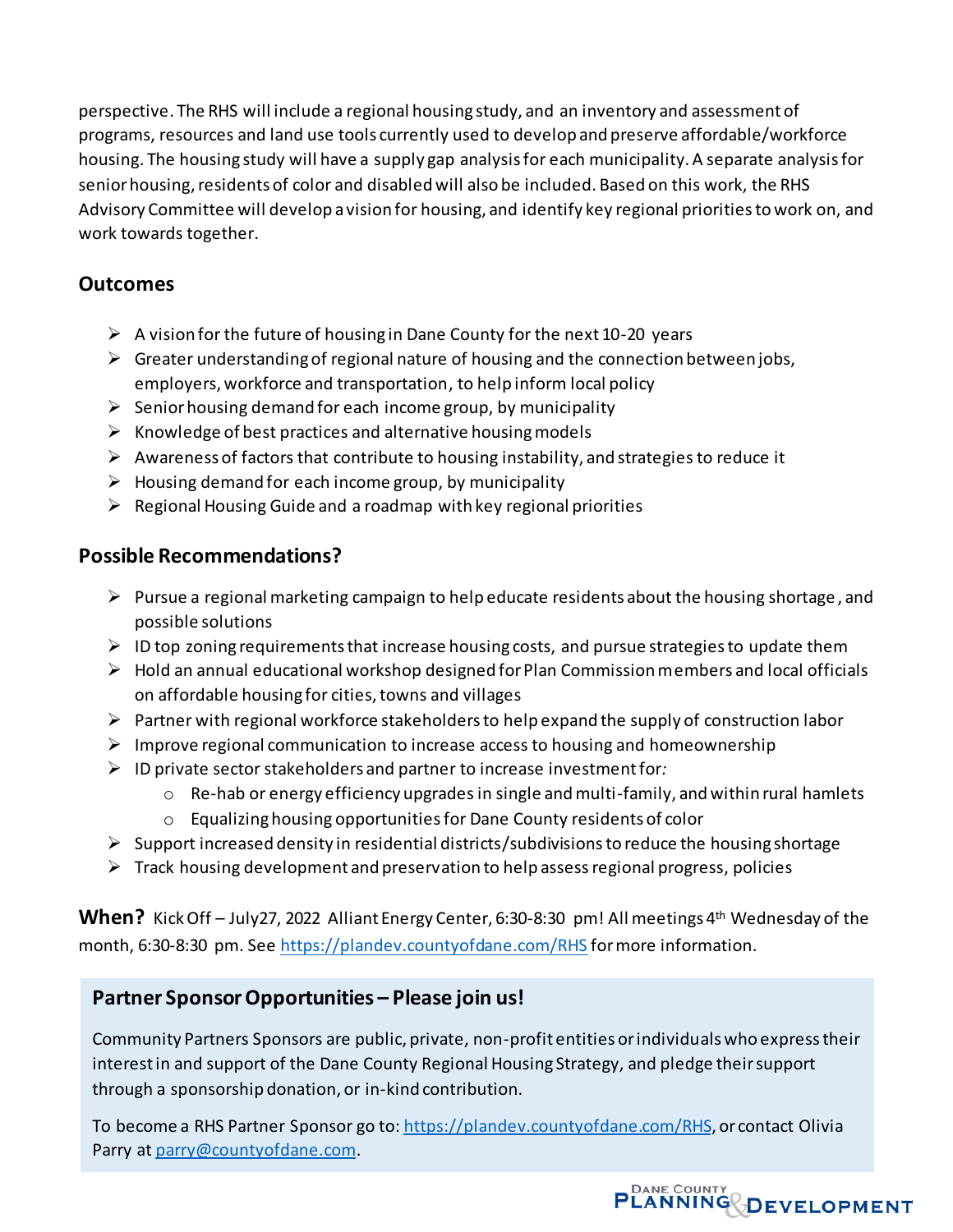perspective. The RHS will include a regional housing study, and an inventory and assessment of programs, resources and land use tools currently used to develop and preserve affordable/workforce housing. The housing study will have a supply gap analysis for each municipality. A separate analysis for senior housing, residents of color and disabled will also be included. Based on this work, the RHS Advisory Committee will develop a vision for housing, and identify key regional priorities to work on, and work towards together.

## Outcomes

- A vision for the future of housing in Dane County for the next 10-20 years
- Greater understanding of regional nature of housing and the connection between jobs, employers, workforce and transportation, to help inform local policy
- Senior housing demand for each income group, by municipality
- Knowledge of best practices and alternative housing models
- Awareness of factors that contribute to housing instability, and strategies to reduce it
- Housing demand for each income group, by municipality
- Regional Housing Guide and a roadmap with key regional priorities

## Possible Recommendations?

- Pursue a regional marketing campaign to help educate residents about the housing shortage, and possible solutions
- ID top zoning requirements that increase housing costs, and pursue strategies to update them
- Hold an annual educational workshop designed for Plan Commission members and local officials on affordable housing for cities, towns and villages
- Partner with regional workforce stakeholders to help expand the supply of construction labor
- Improve regional communication to increase access to housing and homeownership
- ID private sector stakeholders and partner to increase investment for*:*
  - Re-hab or energy efficiency upgrades in single and multi-family, and within rural hamlets
  - Equalizing housing opportunities for Dane County residents of color
- Support increased density in residential districts/subdivisions to reduce the housing shortage
- Track housing development and preservation to help assess regional progress, policies

**When?** Kick Off – July27, 2022 Alliant Energy Center, 6:30-8:30 pm! All meetings 4th Wednesday of the month, 6:30-8:30 pm. See https://plandev.countyofdane.com/RHS for more information.

### Partner Sponsor Opportunities – Please join us!

Community Partners Sponsors are public, private, non-profit entities or individuals who express their interest in and support of the Dane County Regional Housing Strategy, and pledge their support through a sponsorship donation, or in-kind contribution.

To become a RHS Partner Sponsor go to: https://plandev.countyofdane.com/RHS, or contact Olivia Parry at parry@countyofdane.com.

Dane County Planning & Development